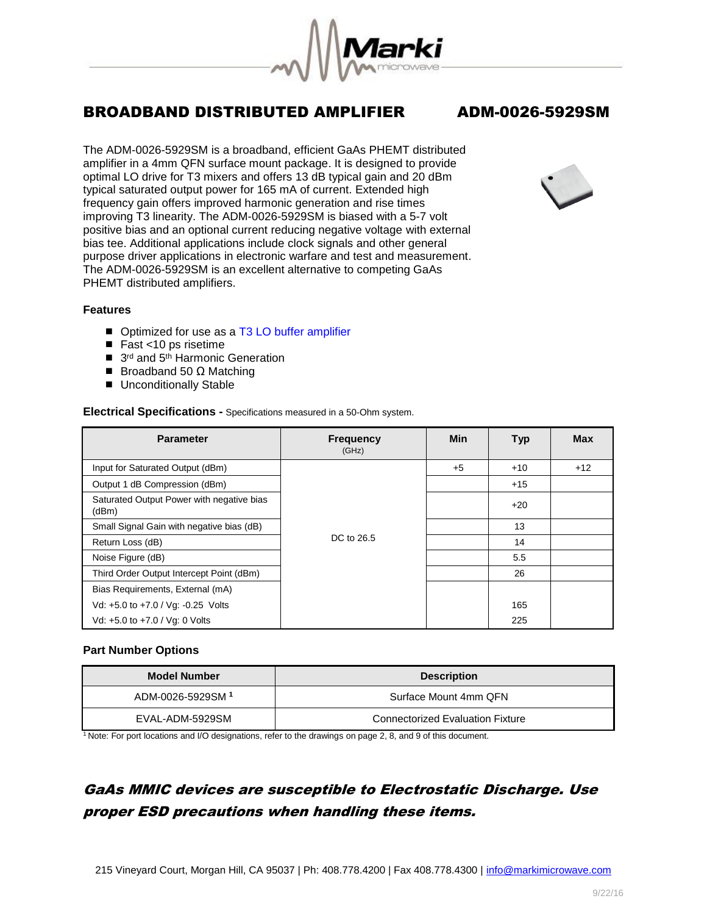# BROADBAND DISTRIBUTED AMPLIFIER ADM-0026-5929SM

The ADM-0026-5929SM is a broadband, efficient GaAs PHEMT distributed amplifier in a 4mm QFN surface mount package. It is designed to provide optimal LO drive for T3 mixers and offers 13 dB typical gain and 20 dBm typical saturated output power for 165 mA of current. Extended high frequency gain offers improved harmonic generation and rise times improving T3 linearity. The ADM-0026-5929SM is biased with a 5-7 volt positive bias and an optional current reducing negative voltage with external bias tee. Additional applications include clock signals and other general purpose driver applications in electronic warfare and test and measurement. The ADM-0026-5929SM is an excellent alternative to competing GaAs PHEMT distributed amplifiers.

### Features

- Optimized for use as a T3 LO buffer amplifier
- Fast <10 ps risetime
- 3rd and 5th Harmonic Generation
- Broadband 50 Ω Matching
- Unconditionally Stable

**Electrical Specifications -** Specifications measured in a 50-Ohm system.

| Parameter | Frequency (GHz) | Min | Typ | Max |
|---|---|---|---|---|
| Input for Saturated Output (dBm) | DC to 26.5 | +5 | +10 | +12 |
| Output 1 dB Compression (dBm) | | | +15 | |
| Saturated Output Power with negative bias (dBm) | | | +20 | |
| Small Signal Gain with negative bias (dB) | | | 13 | |
| Return Loss (dB) | | | 14 | |
| Noise Figure (dB) | | | 5.5 | |
| Third Order Output Intercept Point (dBm) | | | 26 | |
| Bias Requirements, External (mA) | | | | |
| Vd: +5.0 to +7.0 / Vg: -0.25 Volts | | | 165 | |
| Vd: +5.0 to +7.0 / Vg: 0 Volts | | | 225 | |

### Part Number Options

| Model Number | Description |
|---|---|
| ADM-0026-5929SM [1] | Surface Mount 4mm QFN |
| EVAL-ADM-5929SM | Connectorized Evaluation Fixture |

[1] Note: For port locations and I/O designations, refer to the drawings on page 2, 8, and 9 of this document.

***GaAs MMIC devices are susceptible to Electrostatic Discharge. Use proper ESD precautions when handling these items.***

215 Vineyard Court, Morgan Hill, CA 95037 | Ph: 408.778.4200 | Fax 408.778.4300 | info@markimicrowave.com

9/22/16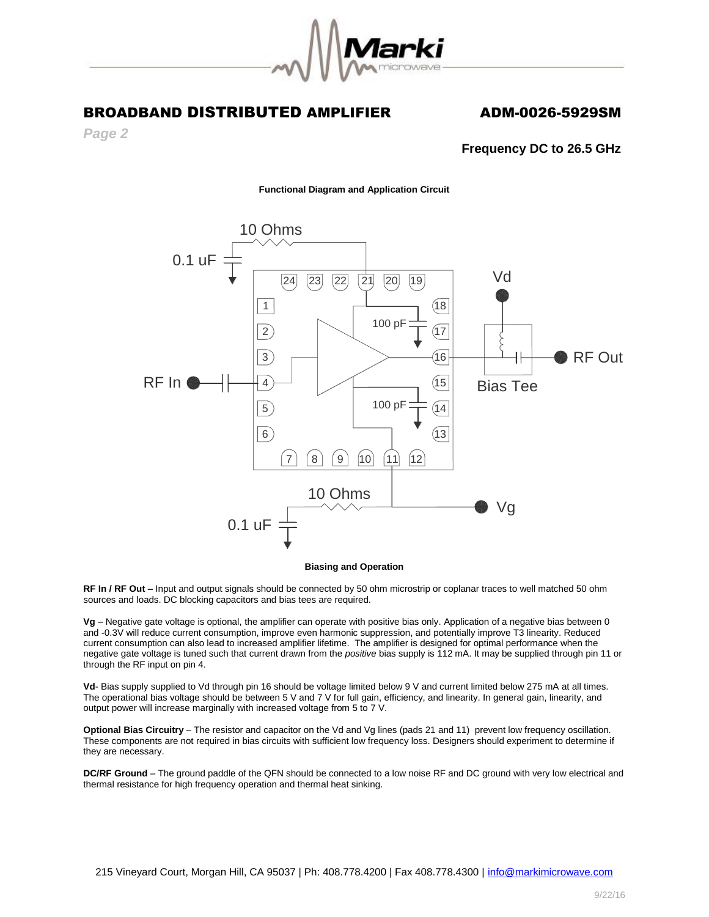# BROADBAND DISTRIBUTED AMPLIFIER — ADM-0026-5929SM

*Page 2*

**Frequency DC to 26.5 GHz**

**Functional Diagram and Application Circuit**

**Biasing and Operation**

**RF In / RF Out –** Input and output signals should be connected by 50 ohm microstrip or coplanar traces to well matched 50 ohm sources and loads. DC blocking capacitors and bias tees are required.

**Vg** – Negative gate voltage is optional, the amplifier can operate with positive bias only. Application of a negative bias between 0 and -0.3V will reduce current consumption, improve even harmonic suppression, and potentially improve T3 linearity. Reduced current consumption can also lead to increased amplifier lifetime. The amplifier is designed for optimal performance when the negative gate voltage is tuned such that current drawn from the *positive* bias supply is 112 mA. It may be supplied through pin 11 or through the RF input on pin 4.

**Vd**- Bias supply supplied to Vd through pin 16 should be voltage limited below 9 V and current limited below 275 mA at all times. The operational bias voltage should be between 5 V and 7 V for full gain, efficiency, and linearity. In general gain, linearity, and output power will increase marginally with increased voltage from 5 to 7 V.

**Optional Bias Circuitry** – The resistor and capacitor on the Vd and Vg lines (pads 21 and 11) prevent low frequency oscillation. These components are not required in bias circuits with sufficient low frequency loss. Designers should experiment to determine if they are necessary.

**DC/RF Ground** – The ground paddle of the QFN should be connected to a low noise RF and DC ground with very low electrical and thermal resistance for high frequency operation and thermal heat sinking.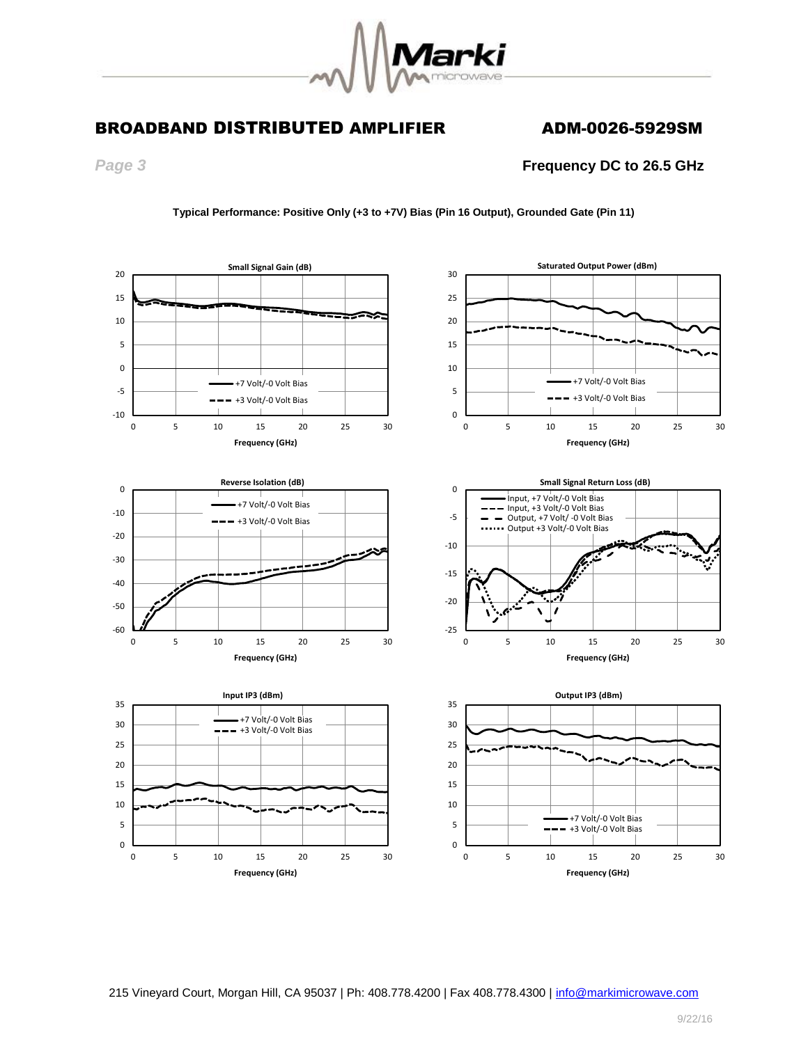## BROADBAND DISTRIBUTED AMPLIFIER ADM-0026-5929SM

*Page 3*

**Frequency DC to 26.5 GHz**

**Typical Performance: Positive Only (+3 to +7V) Bias (Pin 16 Output), Grounded Gate (Pin 11)**

**Small Signal Gain (dB)**

+7 Volt/-0 Volt Bias
+3 Volt/-0 Volt Bias

Frequency (GHz)

**Saturated Output Power (dBm)**

+7 Volt/-0 Volt Bias
+3 Volt/-0 Volt Bias

Frequency (GHz)

**Reverse Isolation (dB)**

+7 Volt/-0 Volt Bias
+3 Volt/-0 Volt Bias

Frequency (GHz)

**Small Signal Return Loss (dB)**

Input, +7 Volt/-0 Volt Bias
Input, +3 Volt/-0 Volt Bias
Output, +7 Volt/ -0 Volt Bias
Output +3 Volt/-0 Volt Bias

Frequency (GHz)

**Input IP3 (dBm)**

+7 Volt/-0 Volt Bias
+3 Volt/-0 Volt Bias

Frequency (GHz)

**Output IP3 (dBm)**

+7 Volt/-0 Volt Bias
+3 Volt/-0 Volt Bias

Frequency (GHz)

215 Vineyard Court, Morgan Hill, CA 95037 | Ph: 408.778.4200 | Fax 408.778.4300 | info@markimicrowave.com

9/22/16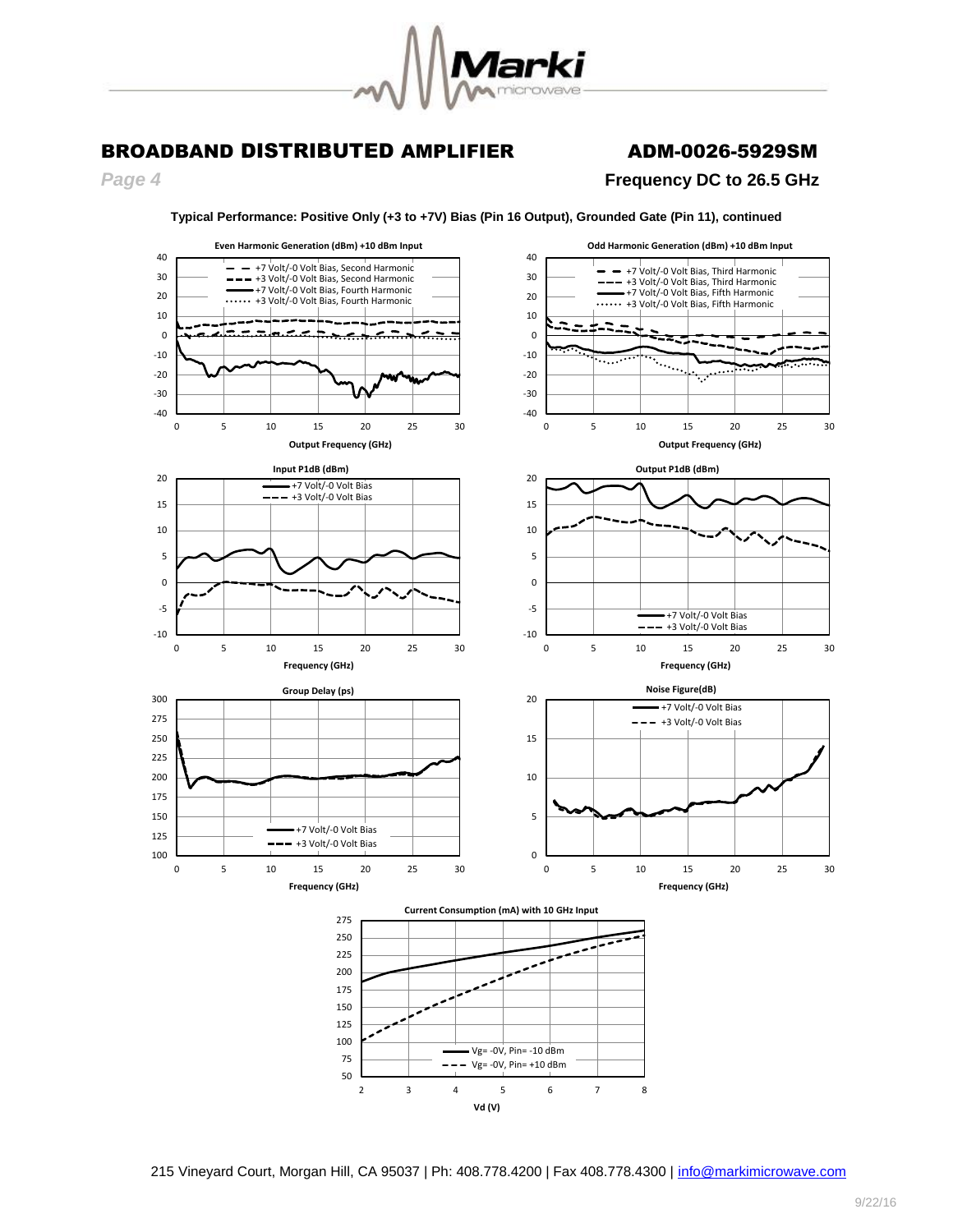# BROADBAND DISTRIBUTED AMPLIFIER

# ADM-0026-5929SM

*Page 4*

**Frequency DC to 26.5 GHz**

**Typical Performance: Positive Only (+3 to +7V) Bias (Pin 16 Output), Grounded Gate (Pin 11), continued**

**Even Harmonic Generation (dBm) +10 dBm Input**

- +7 Volt/-0 Volt Bias, Second Harmonic
- +3 Volt/-0 Volt Bias, Second Harmonic
- +7 Volt/-0 Volt Bias, Fourth Harmonic
- +3 Volt/-0 Volt Bias, Fourth Harmonic

Output Frequency (GHz)

**Odd Harmonic Generation (dBm) +10 dBm Input**

- +7 Volt/-0 Volt Bias, Third Harmonic
- +3 Volt/-0 Volt Bias, Third Harmonic
- +7 Volt/-0 Volt Bias, Fifth Harmonic
- +3 Volt/-0 Volt Bias, Fifth Harmonic

Output Frequency (GHz)

**Input P1dB (dBm)**

- +7 Volt/-0 Volt Bias
- +3 Volt/-0 Volt Bias

Frequency (GHz)

**Output P1dB (dBm)**

- +7 Volt/-0 Volt Bias
- +3 Volt/-0 Volt Bias

Frequency (GHz)

**Group Delay (ps)**

- +7 Volt/-0 Volt Bias
- +3 Volt/-0 Volt Bias

Frequency (GHz)

**Noise Figure(dB)**

- +7 Volt/-0 Volt Bias
- +3 Volt/-0 Volt Bias

Frequency (GHz)

**Current Consumption (mA) with 10 GHz Input**

- Vg= -0V, Pin= -10 dBm
- Vg= -0V, Pin= +10 dBm

Vd (V)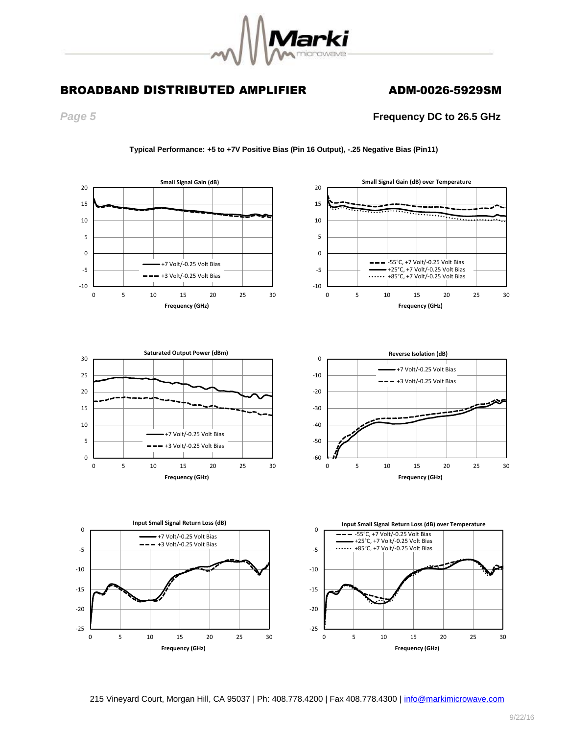# BROADBAND DISTRIBUTED AMPLIFIER

## ADM-0026-5929SM

*Page 5*

**Frequency DC to 26.5 GHz**

**Typical Performance: +5 to +7V Positive Bias (Pin 16 Output), -.25 Negative Bias (Pin11)**

Small Signal Gain (dB)

Small Signal Gain (dB) over Temperature

Saturated Output Power (dBm)

Reverse Isolation (dB)

Input Small Signal Return Loss (dB)

Input Small Signal Return Loss (dB) over Temperature

215 Vineyard Court, Morgan Hill, CA 95037 | Ph: 408.778.4200 | Fax 408.778.4300 | info@markimicrowave.com

9/22/16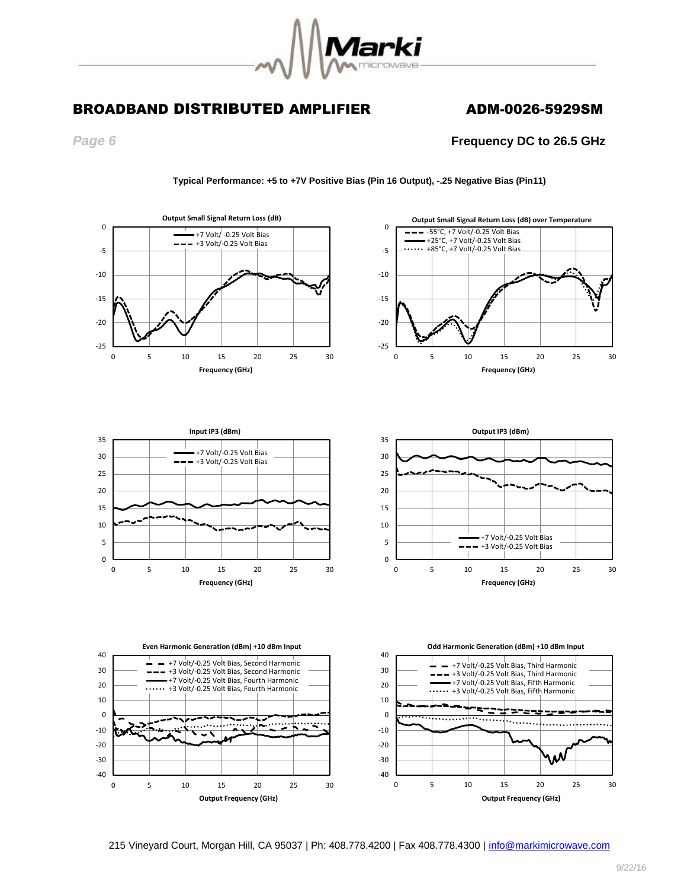# BROADBAND DISTRIBUTED AMPLIFIER

## ADM-0026-5929SM

*Page 6*

**Frequency DC to 26.5 GHz**

**Typical Performance: +5 to +7V Positive Bias (Pin 16 Output), -.25 Negative Bias (Pin11)**

Output Small Signal Return Loss (dB)

Output Small Signal Return Loss (dB) over Temperature

Input IP3 (dBm)

Output IP3 (dBm)

Even Harmonic Generation (dBm) +10 dBm Input

Odd Harmonic Generation (dBm) +10 dBm Input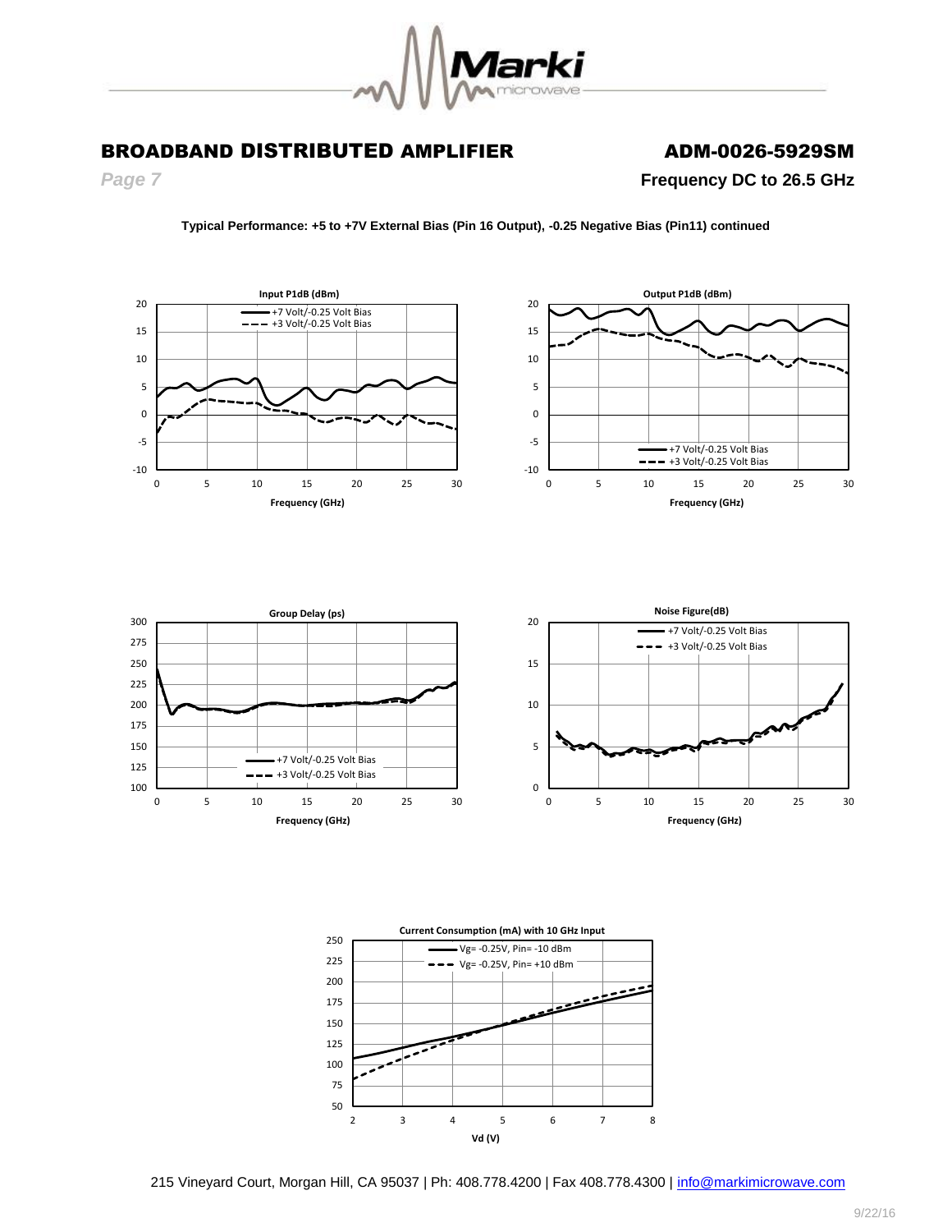# BROADBAND DISTRIBUTED AMPLIFIER

## ADM-0026-5929SM

*Page 7*

**Frequency DC to 26.5 GHz**

**Typical Performance: +5 to +7V External Bias (Pin 16 Output), -0.25 Negative Bias (Pin11) continued**

**Input P1dB (dBm)**

+7 Volt/-0.25 Volt Bias
+3 Volt/-0.25 Volt Bias

Frequency (GHz)

**Output P1dB (dBm)**

+7 Volt/-0.25 Volt Bias
+3 Volt/-0.25 Volt Bias

Frequency (GHz)

**Group Delay (ps)**

+7 Volt/-0.25 Volt Bias
+3 Volt/-0.25 Volt Bias

Frequency (GHz)

**Noise Figure(dB)**

+7 Volt/-0.25 Volt Bias
+3 Volt/-0.25 Volt Bias

Frequency (GHz)

**Current Consumption (mA) with 10 GHz Input**

Vg= -0.25V, Pin= -10 dBm
Vg= -0.25V, Pin= +10 dBm

Vd (V)

215 Vineyard Court, Morgan Hill, CA 95037 | Ph: 408.778.4200 | Fax 408.778.4300 | info@markimicrowave.com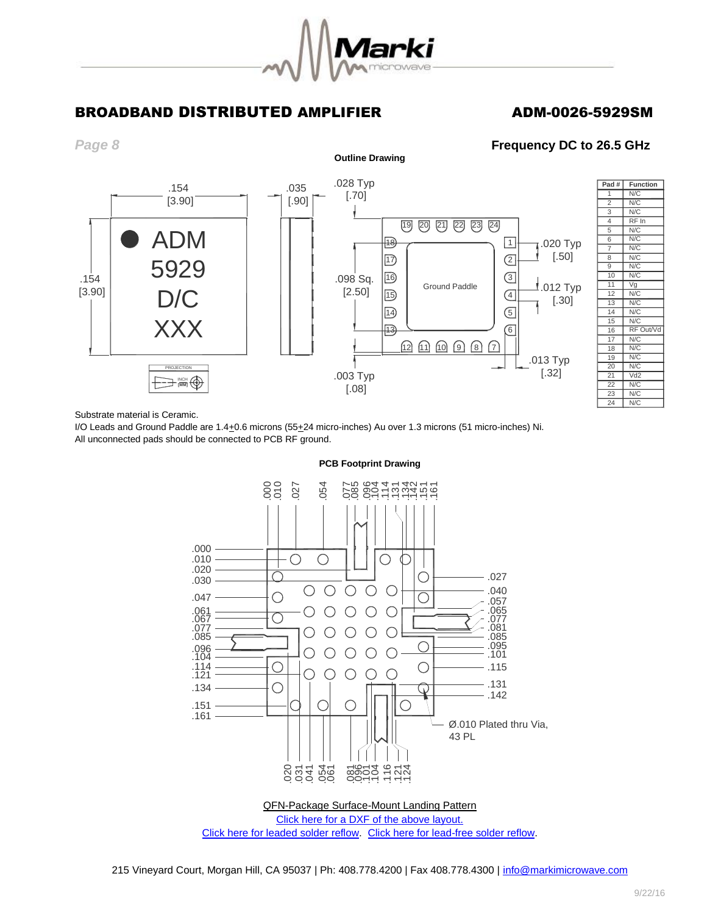# BROADBAND DISTRIBUTED AMPLIFIER

## ADM-0026-5929SM

**Frequency DC to 26.5 GHz**

### Outline Drawing

| Pad # | Function |
|---|---|
| 1 | N/C |
| 2 | N/C |
| 3 | N/C |
| 4 | RF In |
| 5 | N/C |
| 6 | N/C |
| 7 | N/C |
| 8 | N/C |
| 9 | N/C |
| 10 | N/C |
| 11 | Vg |
| 12 | N/C |
| 13 | N/C |
| 14 | N/C |
| 15 | N/C |
| 16 | RF Out/Vd |
| 17 | N/C |
| 18 | N/C |
| 19 | N/C |
| 20 | N/C |
| 21 | Vd2 |
| 22 | N/C |
| 23 | N/C |
| 24 | N/C |

Substrate material is Ceramic.
I/O Leads and Ground Paddle are 1.4±0.6 microns (55±24 micro-inches) Au over 1.3 microns (51 micro-inches) Ni.
All unconnected pads should be connected to PCB RF ground.

### PCB Footprint Drawing

Ø.010 Plated thru Via, 43 PL

QFN-Package Surface-Mount Landing Pattern
Click here for a DXF of the above layout.
Click here for leaded solder reflow. Click here for lead-free solder reflow.

215 Vineyard Court, Morgan Hill, CA 95037 | Ph: 408.778.4200 | Fax 408.778.4300 | info@markimicrowave.com

9/22/16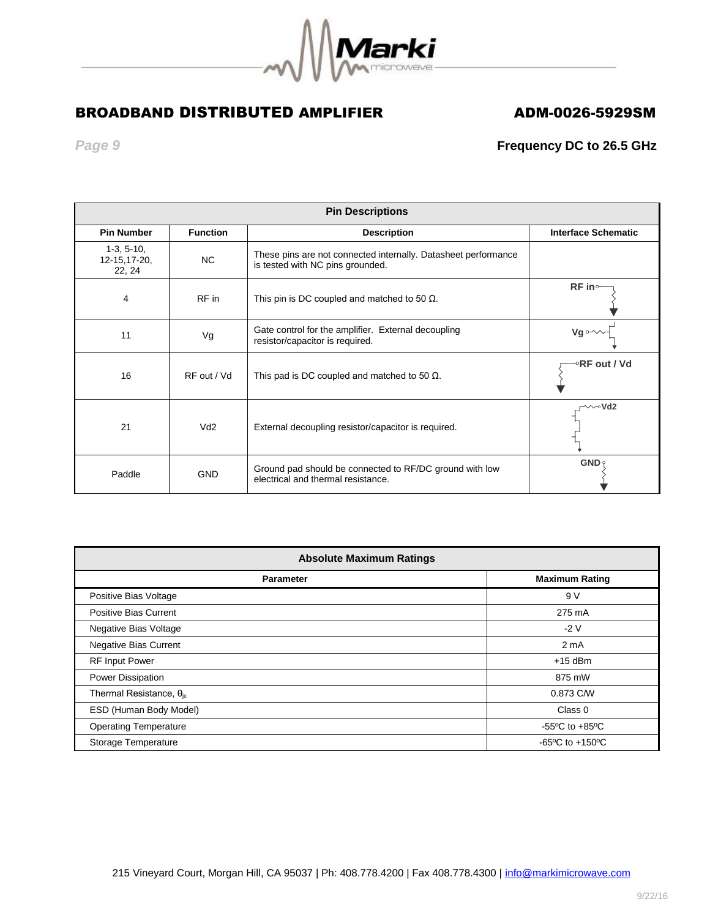## BROADBAND DISTRIBUTED AMPLIFIER

## ADM-0026-5929SM

**Frequency DC to 26.5 GHz**

| Pin Descriptions | | | |
|---|---|---|---|
| **Pin Number** | **Function** | **Description** | **Interface Schematic** |
| 1-3, 5-10, 12-15,17-20, 22, 24 | NC | These pins are not connected internally. Datasheet performance is tested with NC pins grounded. | |
| 4 | RF in | This pin is DC coupled and matched to 50 Ω. | RF in |
| 11 | Vg | Gate control for the amplifier. External decoupling resistor/capacitor is required. | Vg |
| 16 | RF out / Vd | This pad is DC coupled and matched to 50 Ω. | RF out / Vd |
| 21 | Vd2 | External decoupling resistor/capacitor is required. | Vd2 |
| Paddle | GND | Ground pad should be connected to RF/DC ground with low electrical and thermal resistance. | GND |

| Absolute Maximum Ratings | |
|---|---|
| **Parameter** | **Maximum Rating** |
| Positive Bias Voltage | 9 V |
| Positive Bias Current | 275 mA |
| Negative Bias Voltage | -2 V |
| Negative Bias Current | 2 mA |
| RF Input Power | +15 dBm |
| Power Dissipation | 875 mW |
| Thermal Resistance, $\theta_{jc}$ | 0.873 C/W |
| ESD (Human Body Model) | Class 0 |
| Operating Temperature | -55ºC to +85ºC |
| Storage Temperature | -65ºC to +150ºC |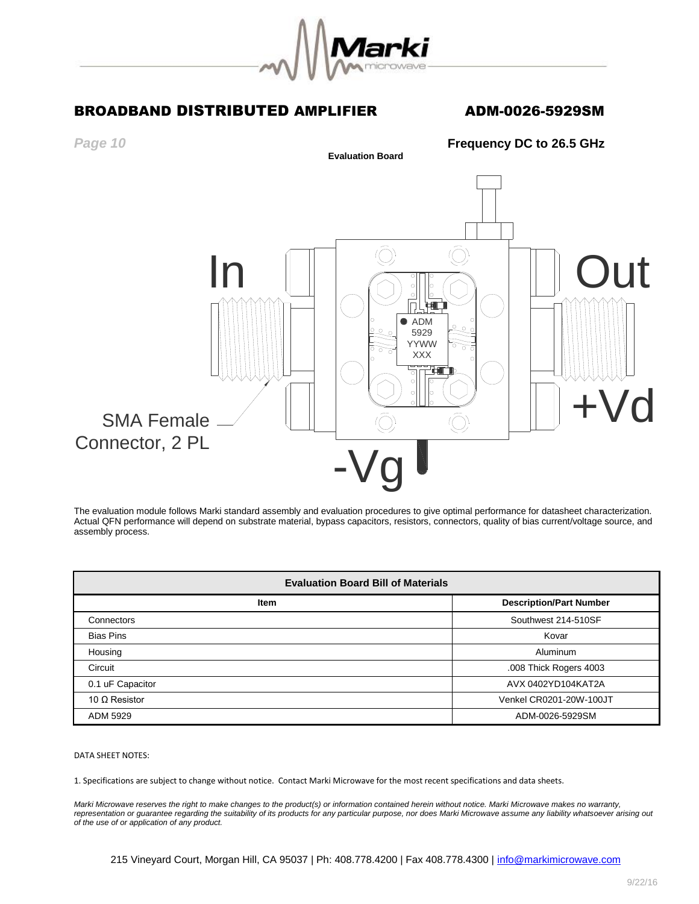## BROADBAND DISTRIBUTED AMPLIFIER

## ADM-0026-5929SM

**Frequency DC to 26.5 GHz**

**Evaluation Board**

In

Out

+Vd

-Vg

SMA Female Connector, 2 PL

ADM 5929 YYWW XXX

The evaluation module follows Marki standard assembly and evaluation procedures to give optimal performance for datasheet characterization. Actual QFN performance will depend on substrate material, bypass capacitors, resistors, connectors, quality of bias current/voltage source, and assembly process.

**Evaluation Board Bill of Materials**

| Item | Description/Part Number |
|---|---|
| Connectors | Southwest 214-510SF |
| Bias Pins | Kovar |
| Housing | Aluminum |
| Circuit | .008 Thick Rogers 4003 |
| 0.1 uF Capacitor | AVX 0402YD104KAT2A |
| 10 Ω Resistor | Venkel CR0201-20W-100JT |
| ADM 5929 | ADM-0026-5929SM |

DATA SHEET NOTES:

1. Specifications are subject to change without notice. Contact Marki Microwave for the most recent specifications and data sheets.

*Marki Microwave reserves the right to make changes to the product(s) or information contained herein without notice. Marki Microwave makes no warranty, representation or guarantee regarding the suitability of its products for any particular purpose, nor does Marki Microwave assume any liability whatsoever arising out of the use of or application of any product.*

215 Vineyard Court, Morgan Hill, CA 95037 | Ph: 408.778.4200 | Fax 408.778.4300 | info@markimicrowave.com

9/22/16